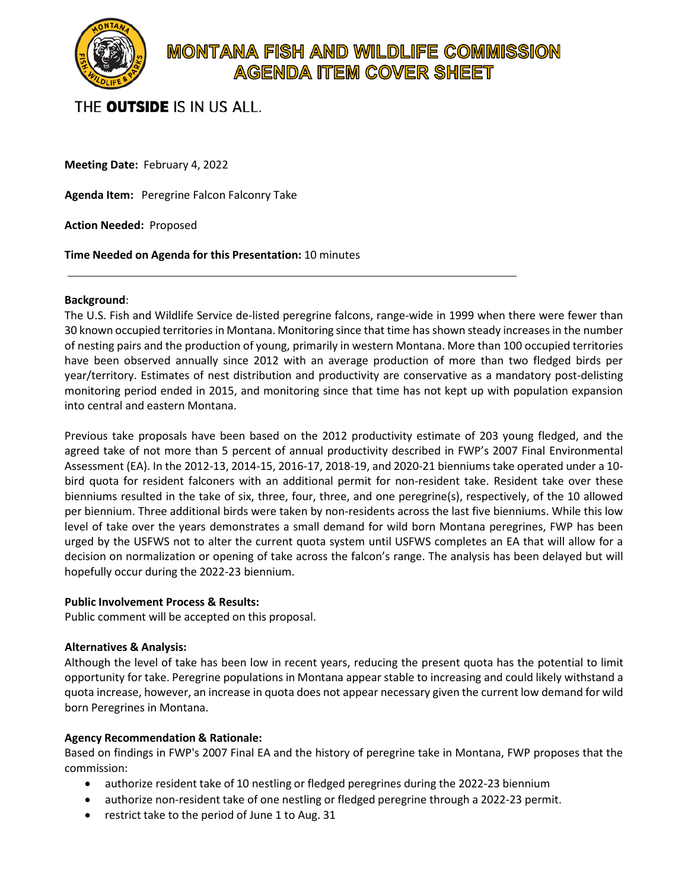# MONTANA FISH AND WILDLIFE COMMISSION
## AGENDA ITEM COVER SHEET

THE **OUTSIDE** IS IN US ALL.

**Meeting Date:** February 4, 2022

**Agenda Item:** Peregrine Falcon Falconry Take

**Action Needed:** Proposed

**Time Needed on Agenda for this Presentation:** 10 minutes

---

**Background**:
The U.S. Fish and Wildlife Service de-listed peregrine falcons, range-wide in 1999 when there were fewer than 30 known occupied territories in Montana. Monitoring since that time has shown steady increases in the number of nesting pairs and the production of young, primarily in western Montana. More than 100 occupied territories have been observed annually since 2012 with an average production of more than two fledged birds per year/territory. Estimates of nest distribution and productivity are conservative as a mandatory post-delisting monitoring period ended in 2015, and monitoring since that time has not kept up with population expansion into central and eastern Montana.

Previous take proposals have been based on the 2012 productivity estimate of 203 young fledged, and the agreed take of not more than 5 percent of annual productivity described in FWP's 2007 Final Environmental Assessment (EA). In the 2012-13, 2014-15, 2016-17, 2018-19, and 2020-21 bienniums take operated under a 10-bird quota for resident falconers with an additional permit for non-resident take. Resident take over these bienniums resulted in the take of six, three, four, three, and one peregrine(s), respectively, of the 10 allowed per biennium. Three additional birds were taken by non-residents across the last five bienniums. While this low level of take over the years demonstrates a small demand for wild born Montana peregrines, FWP has been urged by the USFWS not to alter the current quota system until USFWS completes an EA that will allow for a decision on normalization or opening of take across the falcon's range. The analysis has been delayed but will hopefully occur during the 2022-23 biennium.

**Public Involvement Process & Results:**
Public comment will be accepted on this proposal.

**Alternatives & Analysis:**
Although the level of take has been low in recent years, reducing the present quota has the potential to limit opportunity for take. Peregrine populations in Montana appear stable to increasing and could likely withstand a quota increase, however, an increase in quota does not appear necessary given the current low demand for wild born Peregrines in Montana.

**Agency Recommendation & Rationale:**
Based on findings in FWP's 2007 Final EA and the history of peregrine take in Montana, FWP proposes that the commission:

- authorize resident take of 10 nestling or fledged peregrines during the 2022-23 biennium
- authorize non-resident take of one nestling or fledged peregrine through a 2022-23 permit.
- restrict take to the period of June 1 to Aug. 31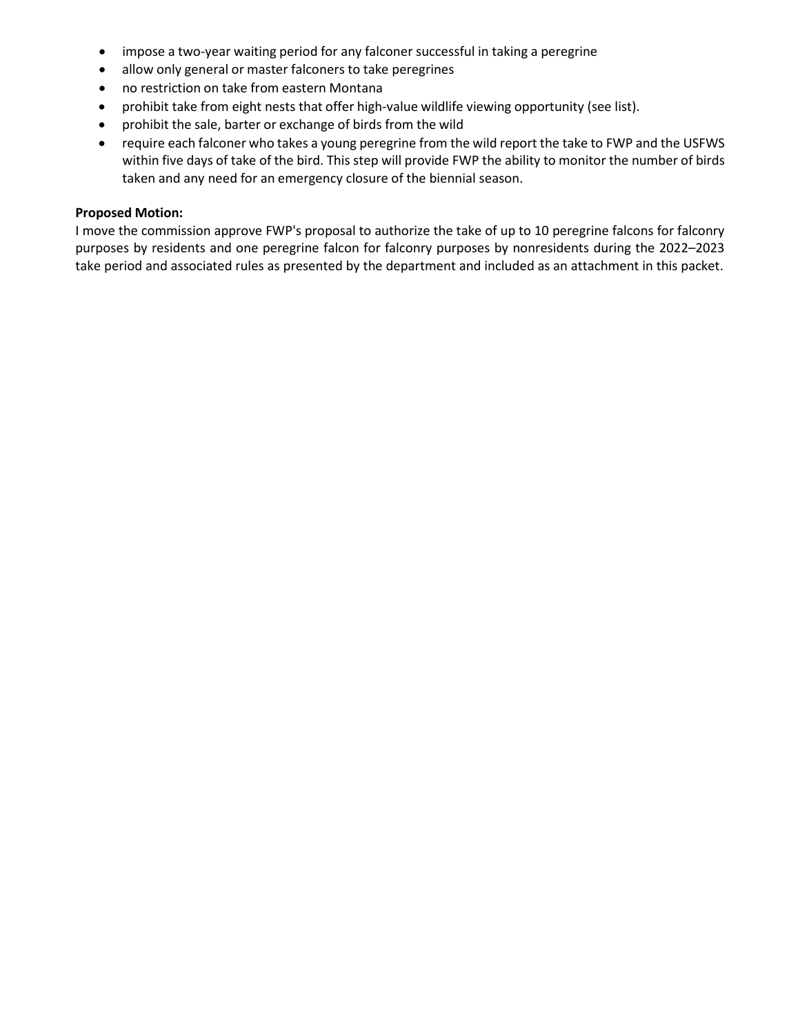- impose a two-year waiting period for any falconer successful in taking a peregrine
- allow only general or master falconers to take peregrines
- no restriction on take from eastern Montana
- prohibit take from eight nests that offer high-value wildlife viewing opportunity (see list).
- prohibit the sale, barter or exchange of birds from the wild
- require each falconer who takes a young peregrine from the wild report the take to FWP and the USFWS within five days of take of the bird. This step will provide FWP the ability to monitor the number of birds taken and any need for an emergency closure of the biennial season.

**Proposed Motion:**

I move the commission approve FWP's proposal to authorize the take of up to 10 peregrine falcons for falconry purposes by residents and one peregrine falcon for falconry purposes by nonresidents during the 2022–2023 take period and associated rules as presented by the department and included as an attachment in this packet.